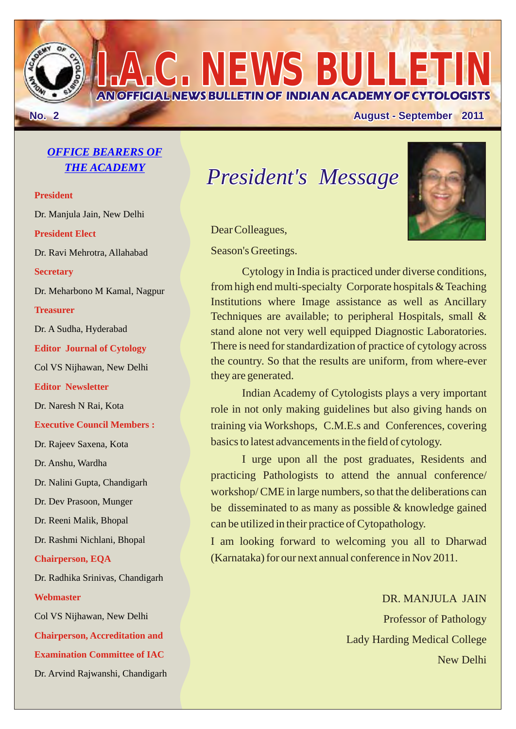# I.A.C. NEWS BULLETIN

**AN OFFICIAL NEWS BULLETIN OF INDIAN ACADEMY OF CYTOLOGISTS**

**No. 2** — **August - September 2011**

## OFFICE BEARERS OF THE ACADEMY

**President**

Dr. Manjula Jain, New Delhi

**President Elect**

Dr. Ravi Mehrotra, Allahabad

**Secretary**

Dr. Meharbono M Kamal, Nagpur

**Treasurer**

Dr. A Sudha, Hyderabad

**Editor Journal of Cytology**

Col VS Nijhawan, New Delhi

**Editor Newsletter**

Dr. Naresh N Rai, Kota

**Executive Council Members :**

Dr. Rajeev Saxena, Kota

Dr. Anshu, Wardha

Dr. Nalini Gupta, Chandigarh

Dr. Dev Prasoon, Munger

Dr. Reeni Malik, Bhopal

Dr. Rashmi Nichlani, Bhopal

**Chairperson, EQA**

Dr. Radhika Srinivas, Chandigarh

**Webmaster**

Col VS Nijhawan, New Delhi

**Chairperson, Accreditation and Examination Committee of IAC**

Dr. Arvind Rajwanshi, Chandigarh

## *President's Message*

Dear Colleagues,

Season's Greetings.

Cytology in India is practiced under diverse conditions, from high end multi-specialty Corporate hospitals & Teaching Institutions where Image assistance as well as Ancillary Techniques are available; to peripheral Hospitals, small & stand alone not very well equipped Diagnostic Laboratories. There is need for standardization of practice of cytology across the country. So that the results are uniform, from where-ever they are generated.

Indian Academy of Cytologists plays a very important role in not only making guidelines but also giving hands on training via Workshops, C.M.E.s and Conferences, covering basics to latest advancements in the field of cytology.

I urge upon all the post graduates, Residents and practicing Pathologists to attend the annual conference/ workshop/ CME in large numbers, so that the deliberations can be disseminated to as many as possible & knowledge gained can be utilized in their practice of Cytopathology.

I am looking forward to welcoming you all to Dharwad (Karnataka) for our next annual conference in Nov 2011.

DR. MANJULA JAIN

Professor of Pathology

Lady Harding Medical College

New Delhi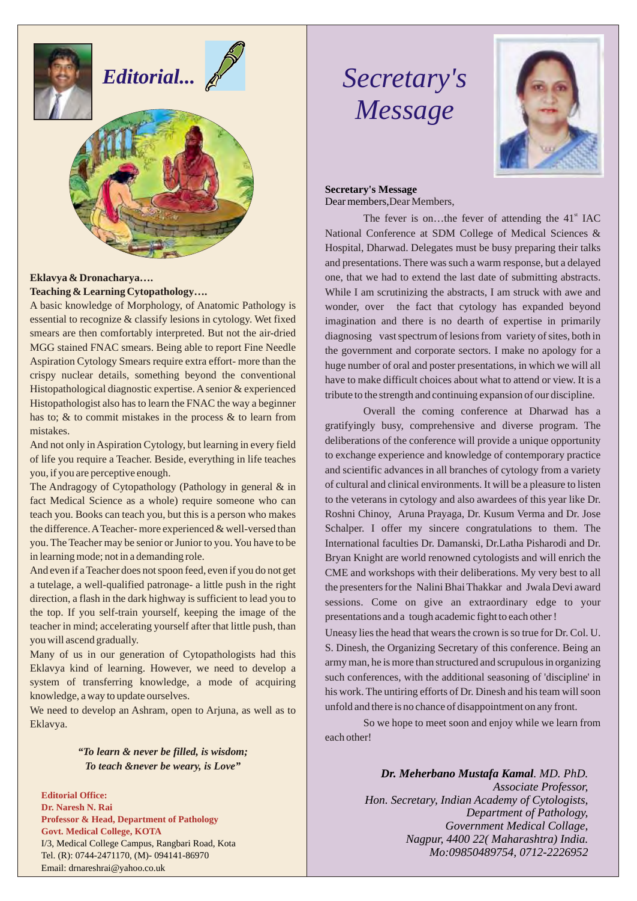# *Editorial...*

**Eklavya & Dronacharya….**
**Teaching & Learning Cytopathology….**

A basic knowledge of Morphology, of Anatomic Pathology is essential to recognize & classify lesions in cytology. Wet fixed smears are then comfortably interpreted. But not the air-dried MGG stained FNAC smears. Being able to report Fine Needle Aspiration Cytology Smears require extra effort- more than the crispy nuclear details, something beyond the conventional Histopathological diagnostic expertise. A senior & experienced Histopathologist also has to learn the FNAC the way a beginner has to; & to commit mistakes in the process & to learn from mistakes.

And not only in Aspiration Cytology, but learning in every field of life you require a Teacher. Beside, everything in life teaches you, if you are perceptive enough.

The Andragogy of Cytopathology (Pathology in general & in fact Medical Science as a whole) require someone who can teach you. Books can teach you, but this is a person who makes the difference. A Teacher- more experienced & well-versed than you. The Teacher may be senior or Junior to you. You have to be in learning mode; not in a demanding role.

And even if a Teacher does not spoon feed, even if you do not get a tutelage, a well-qualified patronage- a little push in the right direction, a flash in the dark highway is sufficient to lead you to the top. If you self-train yourself, keeping the image of the teacher in mind; accelerating yourself after that little push, than you will ascend gradually.

Many of us in our generation of Cytopathologists had this Eklavya kind of learning. However, we need to develop a system of transferring knowledge, a mode of acquiring knowledge, a way to update ourselves.

We need to develop an Ashram, open to Arjuna, as well as to Eklavya.

***"To learn & never be filled, is wisdom;***
***To teach &never be weary, is Love"***

**Editorial Office:**
**Dr. Naresh N. Rai**
**Professor & Head, Department of Pathology**
**Govt. Medical College, KOTA**
I/3, Medical College Campus, Rangbari Road, Kota
Tel. (R): 0744-2471170, (M)- 094141-86970
Email: drnareshrai@yahoo.co.uk

# *Secretary's Message*

**Secretary's Message**
Dear members,Dear Members,

The fever is on…the fever of attending the 41[st] IAC National Conference at SDM College of Medical Sciences & Hospital, Dharwad. Delegates must be busy preparing their talks and presentations. There was such a warm response, but a delayed one, that we had to extend the last date of submitting abstracts. While I am scrutinizing the abstracts, I am struck with awe and wonder, over the fact that cytology has expanded beyond imagination and there is no dearth of expertise in primarily diagnosing vast spectrum of lesions from variety of sites, both in the government and corporate sectors. I make no apology for a huge number of oral and poster presentations, in which we will all have to make difficult choices about what to attend or view. It is a tribute to the strength and continuing expansion of our discipline.

Overall the coming conference at Dharwad has a gratifyingly busy, comprehensive and diverse program. The deliberations of the conference will provide a unique opportunity to exchange experience and knowledge of contemporary practice and scientific advances in all branches of cytology from a variety of cultural and clinical environments. It will be a pleasure to listen to the veterans in cytology and also awardees of this year like Dr. Roshni Chinoy, Aruna Prayaga, Dr. Kusum Verma and Dr. Jose Schalper. I offer my sincere congratulations to them. The International faculties Dr. Damanski, Dr.Latha Pisharodi and Dr. Bryan Knight are world renowned cytologists and will enrich the CME and workshops with their deliberations. My very best to all the presenters for the Nalini Bhai Thakkar and Jwala Devi award sessions. Come on give an extraordinary edge to your presentations and a tough academic fight to each other !

Uneasy lies the head that wears the crown is so true for Dr. Col. U. S. Dinesh, the Organizing Secretary of this conference. Being an army man, he is more than structured and scrupulous in organizing such conferences, with the additional seasoning of 'discipline' in his work. The untiring efforts of Dr. Dinesh and his team will soon unfold and there is no chance of disappointment on any front.

So we hope to meet soon and enjoy while we learn from each other!

***Dr. Meherbano Mustafa Kamal****. MD. PhD.*
*Associate Professor,*
*Hon. Secretary, Indian Academy of Cytologists,*
*Department of Pathology,*
*Government Medical Collage,*
*Nagpur, 4400 22( Maharashtra) India.*
*Mo:09850489754, 0712-2226952*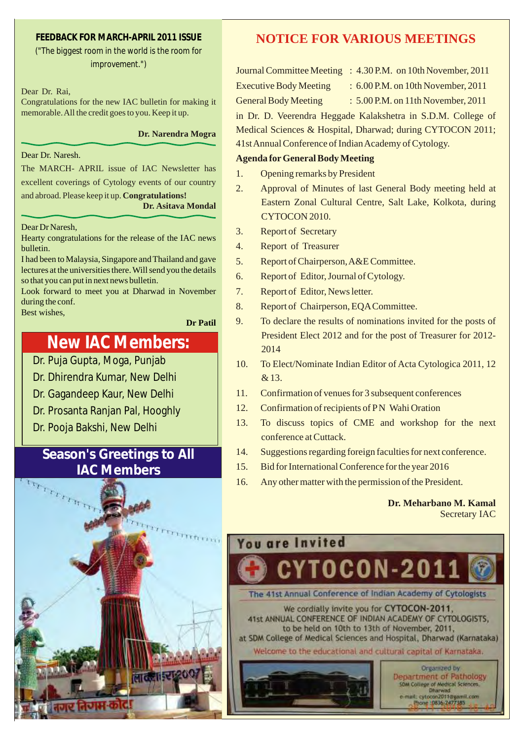## FEEDBACK FOR MARCH-APRIL 2011 ISSUE

("The biggest room in the world is the room for improvement.")

Dear Dr. Rai,
Congratulations for the new IAC bulletin for making it memorable. All the credit goes to you. Keep it up.

**Dr. Narendra Mogra**

Dear Dr. Naresh.
The MARCH- APRIL issue of IAC Newsletter has excellent coverings of Cytology events of our country and abroad. Please keep it up. **Congratulations!**

**Dr. Asitava Mondal**

Dear Dr Naresh,
Hearty congratulations for the release of the IAC news bulletin.
I had been to Malaysia, Singapore and Thailand and gave lectures at the universities there. Will send you the details so that you can put in next news bulletin.
Look forward to meet you at Dharwad in November during the conf.
Best wishes,

**Dr Patil**

## New IAC Members:

- Dr. Puja Gupta, Moga, Punjab
- Dr. Dhirendra Kumar, New Delhi
- Dr. Gagandeep Kaur, New Delhi
- Dr. Prosanta Ranjan Pal, Hooghly
- Dr. Pooja Bakshi, New Delhi

## Season's Greetings to All IAC Members

## NOTICE FOR VARIOUS MEETINGS

Journal Committee Meeting : 4.30 P.M. on 10th November, 2011
Executive Body Meeting : 6.00 P.M. on 10th November, 2011
General Body Meeting : 5.00 P.M. on 11th November, 2011

in Dr. D. Veerendra Heggade Kalakshetra in S.D.M. College of Medical Sciences & Hospital, Dharwad; during CYTOCON 2011; 41st Annual Conference of Indian Academy of Cytology.

**Agenda for General Body Meeting**

1. Opening remarks by President
2. Approval of Minutes of last General Body meeting held at Eastern Zonal Cultural Centre, Salt Lake, Kolkota, during CYTOCON 2010.
3. Report of Secretary
4. Report of Treasurer
5. Report of Chairperson, A&E Committee.
6. Report of Editor, Journal of Cytology.
7. Report of Editor, News letter.
8. Report of Chairperson, EQA Committee.
9. To declare the results of nominations invited for the posts of President Elect 2012 and for the post of Treasurer for 2012-2014
10. To Elect/Nominate Indian Editor of Acta Cytologica 2011, 12 & 13.
11. Confirmation of venues for 3 subsequent conferences
12. Confirmation of recipients of P N Wahi Oration
13. To discuss topics of CME and workshop for the next conference at Cuttack.
14. Suggestions regarding foreign faculties for next conference.
15. Bid for International Conference for the year 2016
16. Any other matter with the permission of the President.

**Dr. Meharbano M. Kamal**
Secretary IAC

**You are Invited**

# CYTOCON-2011

The 41st Annual Conference of Indian Academy of Cytologists

We cordially invite you for **CYTOCON-2011**, 41st ANNUAL CONFERENCE OF INDIAN ACADEMY OF CYTOLOGISTS, to be held on 10th to 13th of November, 2011, at SDM College of Medical Sciences and Hospital, Dharwad (Karnataka)

Welcome to the educational and cultural capital of Karnataka.

Organized by
Department of Pathology
SDM College of Medical Sciences, Dharwad
e-mail: cytocon2011@gamil.com
Phone: 0836-2477385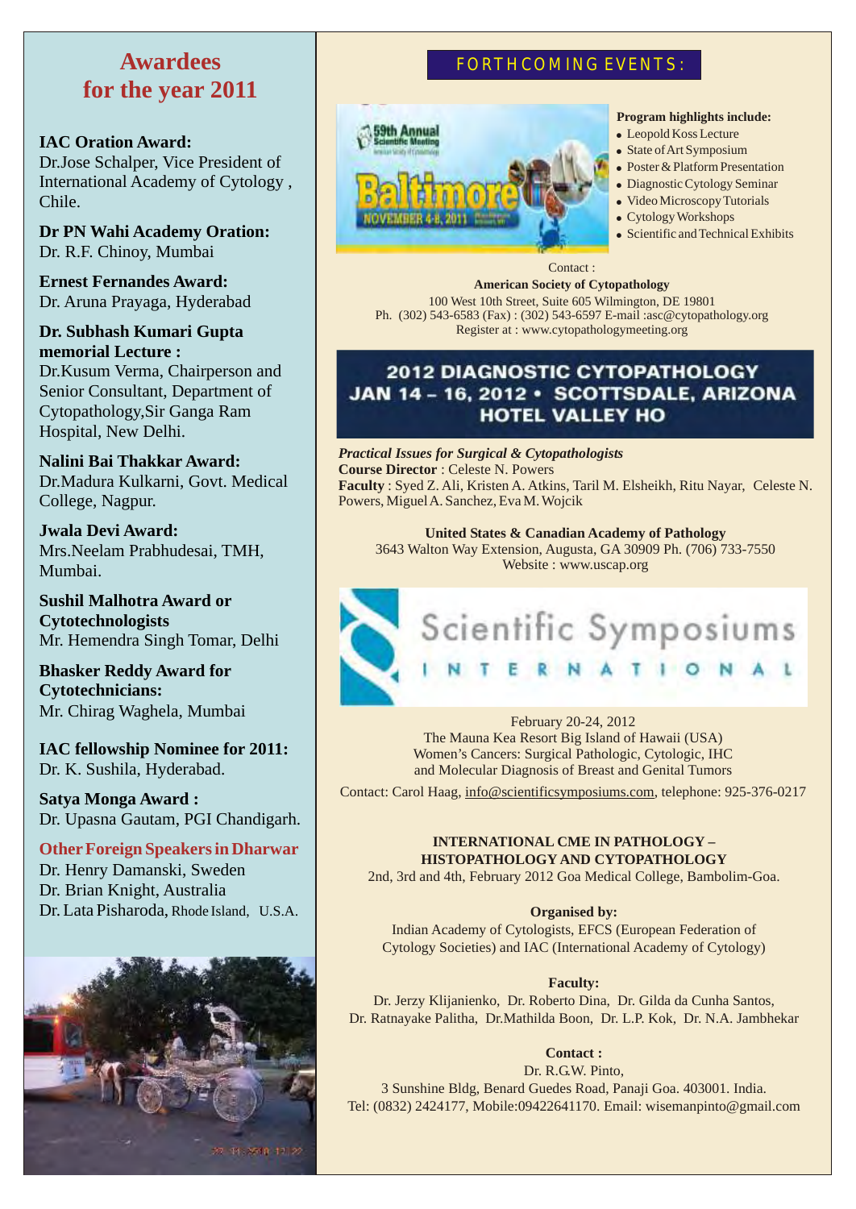# Awardees for the year 2011

**IAC Oration Award:**
Dr.Jose Schalper, Vice President of International Academy of Cytology , Chile.

**Dr PN Wahi Academy Oration:**
Dr. R.F. Chinoy, Mumbai

**Ernest Fernandes Award:**
Dr. Aruna Prayaga, Hyderabad

**Dr. Subhash Kumari Gupta memorial Lecture :**
Dr.Kusum Verma, Chairperson and Senior Consultant, Department of Cytopathology,Sir Ganga Ram Hospital, New Delhi.

**Nalini Bai Thakkar Award:**
Dr.Madura Kulkarni, Govt. Medical College, Nagpur.

**Jwala Devi Award:**
Mrs.Neelam Prabhudesai, TMH, Mumbai.

**Sushil Malhotra Award or Cytotechnologists**
Mr. Hemendra Singh Tomar, Delhi

**Bhasker Reddy Award for Cytotechnicians:**
Mr. Chirag Waghela, Mumbai

**IAC fellowship Nominee for 2011:**
Dr. K. Sushila, Hyderabad.

**Satya Monga Award :**
Dr. Upasna Gautam, PGI Chandigarh.

**Other Foreign Speakers in Dharwar**
Dr. Henry Damanski, Sweden
Dr. Brian Knight, Australia
Dr. Lata Pisharoda, Rhode Island, U.S.A.

## FORTHCOMING EVENTS:

59th Annual Scientific Meeting
Baltimore
NOVEMBER 4-8, 2011

**Program highlights include:**

- Leopold Koss Lecture
- State of Art Symposium
- Poster & Platform Presentation
- Diagnostic Cytology Seminar
- Video Microscopy Tutorials
- Cytology Workshops
- Scientific and Technical Exhibits

Contact :
**American Society of Cytopathology**
100 West 10th Street, Suite 605 Wilmington, DE 19801
Ph. (302) 543-6583 (Fax) : (302) 543-6597 E-mail :asc@cytopathology.org
Register at : www.cytopathologymeeting.org

**2012 DIAGNOSTIC CYTOPATHOLOGY**
**JAN 14 – 16, 2012 • SCOTTSDALE, ARIZONA**
**HOTEL VALLEY HO**

***Practical Issues for Surgical & Cytopathologists***
**Course Director** : Celeste N. Powers
**Faculty** : Syed Z. Ali, Kristen A. Atkins, Taril M. Elsheikh, Ritu Nayar, Celeste N. Powers, Miguel A. Sanchez, Eva M. Wojcik

**United States & Canadian Academy of Pathology**
3643 Walton Way Extension, Augusta, GA 30909 Ph. (706) 733-7550
Website : www.uscap.org

Scientific Symposiums INTERNATIONAL

February 20-24, 2012
The Mauna Kea Resort Big Island of Hawaii (USA)
Women's Cancers: Surgical Pathologic, Cytologic, IHC and Molecular Diagnosis of Breast and Genital Tumors

Contact: Carol Haag, info@scientificsymposiums.com, telephone: 925-376-0217

**INTERNATIONAL CME IN PATHOLOGY – HISTOPATHOLOGY AND CYTOPATHOLOGY**
2nd, 3rd and 4th, February 2012 Goa Medical College, Bambolim-Goa.

**Organised by:**
Indian Academy of Cytologists, EFCS (European Federation of Cytology Societies) and IAC (International Academy of Cytology)

**Faculty:**
Dr. Jerzy Klijanienko, Dr. Roberto Dina, Dr. Gilda da Cunha Santos, Dr. Ratnayake Palitha, Dr.Mathilda Boon, Dr. L.P. Kok, Dr. N.A. Jambhekar

**Contact :**
Dr. R.G.W. Pinto,
3 Sunshine Bldg, Benard Guedes Road, Panaji Goa. 403001. India.
Tel: (0832) 2424177, Mobile:09422641170. Email: wisemanpinto@gmail.com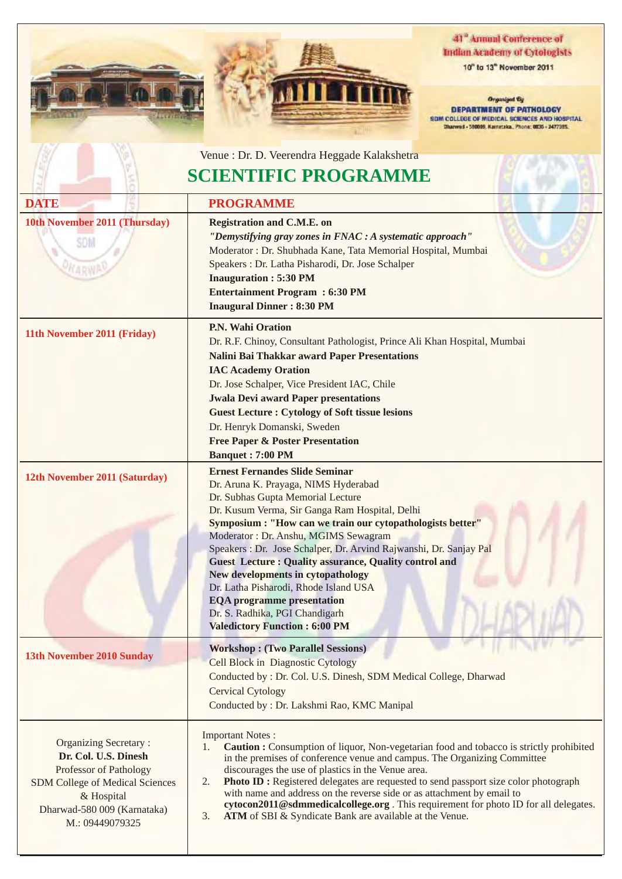41st Annual Conference of Indian Academy of Cytologists

10th to 13th November 2011

Organized By
**DEPARTMENT OF PATHOLOGY**
SDM COLLEGE OF MEDICAL SCIENCES AND HOSPITAL
Dharwad - 580009, Karnataka., Phone: 0836 - 2477385.

Venue : Dr. D. Veerendra Heggade Kalakshetra

# SCIENTIFIC PROGRAMME

| DATE | PROGRAMME |
|---|---|
| **10th November 2011 (Thursday)** | **Registration and C.M.E. on**<br>***"Demystifying gray zones in FNAC : A systematic approach"***<br>Moderator : Dr. Shubhada Kane, Tata Memorial Hospital, Mumbai<br>Speakers : Dr. Latha Pisharodi, Dr. Jose Schalper<br>**Inauguration : 5:30 PM**<br>**Entertainment Program : 6:30 PM**<br>**Inaugural Dinner : 8:30 PM** |
| **11th November 2011 (Friday)** | **P.N. Wahi Oration**<br>Dr. R.F. Chinoy, Consultant Pathologist, Prince Ali Khan Hospital, Mumbai<br>**Nalini Bai Thakkar award Paper Presentations**<br>**IAC Academy Oration**<br>Dr. Jose Schalper, Vice President IAC, Chile<br>**Jwala Devi award Paper presentations**<br>**Guest Lecture : Cytology of Soft tissue lesions**<br>Dr. Henryk Domanski, Sweden<br>**Free Paper & Poster Presentation**<br>**Banquet : 7:00 PM** |
| **12th November 2011 (Saturday)** | **Ernest Fernandes Slide Seminar**<br>Dr. Aruna K. Prayaga, NIMS Hyderabad<br>Dr. Subhas Gupta Memorial Lecture<br>Dr. Kusum Verma, Sir Ganga Ram Hospital, Delhi<br>**Symposium : "How can we train our cytopathologists better"**<br>Moderator : Dr. Anshu, MGIMS Sewagram<br>Speakers : Dr. Jose Schalper, Dr. Arvind Rajwanshi, Dr. Sanjay Pal<br>**Guest Lecture : Quality assurance, Quality control and New developments in cytopathology**<br>Dr. Latha Pisharodi, Rhode Island USA<br>**EQA programme presentation**<br>Dr. S. Radhika, PGI Chandigarh<br>**Valedictory Function : 6:00 PM** |
| **13th November 2010 Sunday** | **Workshop : (Two Parallel Sessions)**<br>Cell Block in Diagnostic Cytology<br>Conducted by : Dr. Col. U.S. Dinesh, SDM Medical College, Dharwad<br>Cervical Cytology<br>Conducted by : Dr. Lakshmi Rao, KMC Manipal |
| Organizing Secretary :<br>**Dr. Col. U.S. Dinesh**<br>Professor of Pathology<br>SDM College of Medical Sciences & Hospital<br>Dharwad-580 009 (Karnataka)<br>M.: 09449079325 | Important Notes :<br>1. **Caution :** Consumption of liquor, Non-vegetarian food and tobacco is strictly prohibited in the premises of conference venue and campus. The Organizing Committee discourages the use of plastics in the Venue area.<br>2. **Photo ID :** Registered delegates are requested to send passport size color photograph with name and address on the reverse side or as attachment by email to **cytocon2011@sdmmedicalcollege.org** . This requirement for photo ID for all delegates.<br>3. **ATM** of SBI & Syndicate Bank are available at the Venue. |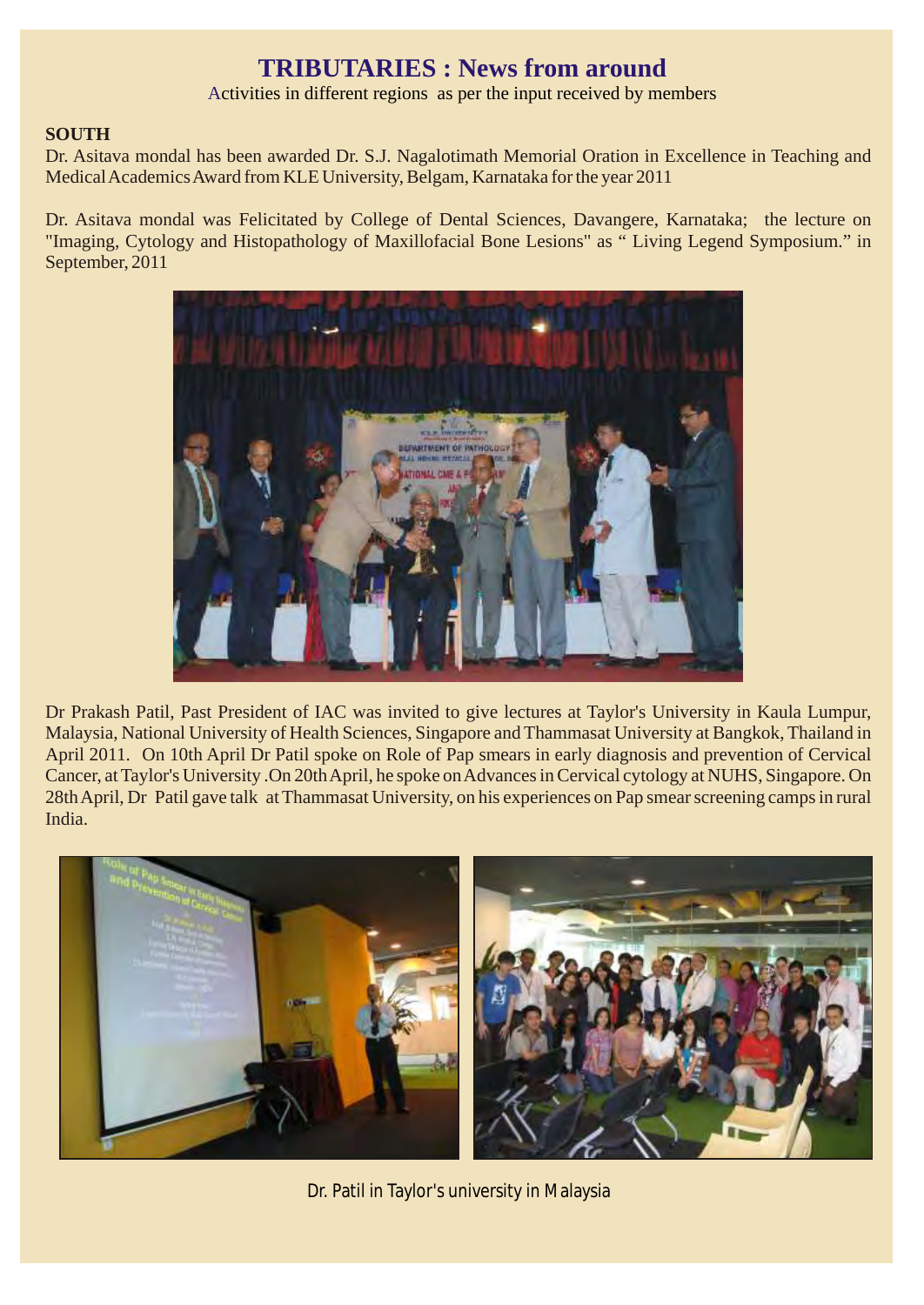# TRIBUTARIES : News from around

Activities in different regions as per the input received by members

**SOUTH**

Dr. Asitava mondal has been awarded Dr. S.J. Nagalotimath Memorial Oration in Excellence in Teaching and Medical Academics Award from KLE University, Belgam, Karnataka for the year 2011

Dr. Asitava mondal was Felicitated by College of Dental Sciences, Davangere, Karnataka; the lecture on "Imaging, Cytology and Histopathology of Maxillofacial Bone Lesions" as " Living Legend Symposium." in September, 2011

Dr Prakash Patil, Past President of IAC was invited to give lectures at Taylor's University in Kaula Lumpur, Malaysia, National University of Health Sciences, Singapore and Thammasat University at Bangkok, Thailand in April 2011. On 10th April Dr Patil spoke on Role of Pap smears in early diagnosis and prevention of Cervical Cancer, at Taylor's University .On 20th April, he spoke on Advances in Cervical cytology at NUHS, Singapore. On 28th April, Dr Patil gave talk at Thammasat University, on his experiences on Pap smear screening camps in rural India.

Dr. Patil in Taylor's university in Malaysia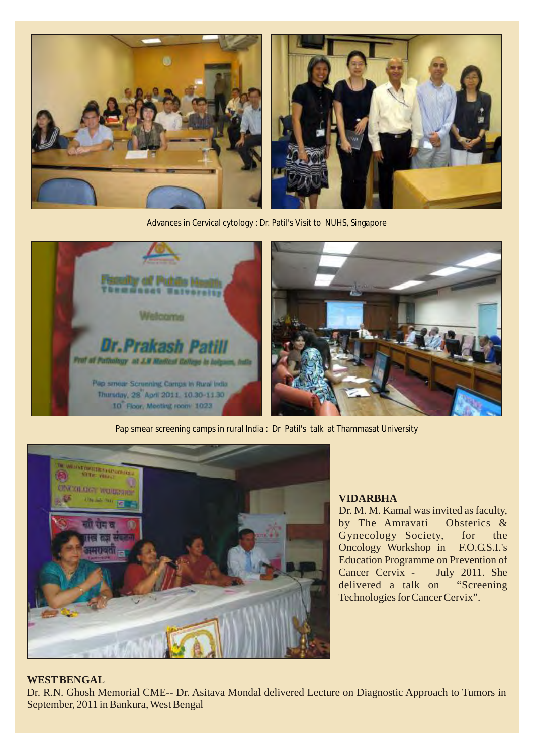Advances in Cervical cytology : Dr. Patil's Visit to NUHS, Singapore

Pap smear screening camps in rural India : Dr Patil's talk at Thammasat University

**VIDARBHA**

Dr. M. M. Kamal was invited as faculty, by The Amravati Obsterics & Gynecology Society, for the Oncology Workshop in F.O.G.S.I.'s Education Programme on Prevention of Cancer Cervix - July 2011. She delivered a talk on "Screening Technologies for Cancer Cervix".

**WEST BENGAL**

Dr. R.N. Ghosh Memorial CME-- Dr. Asitava Mondal delivered Lecture on Diagnostic Approach to Tumors in September, 2011 in Bankura, West Bengal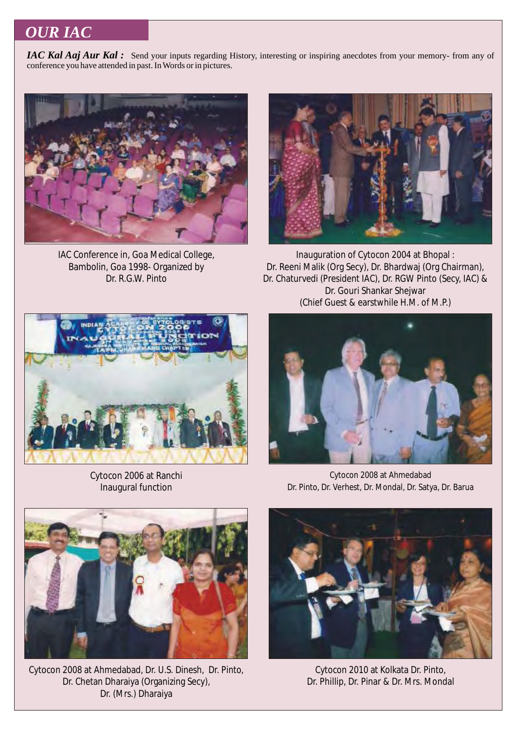## OUR IAC

***IAC Kal Aaj Aur Kal :*** Send your inputs regarding History, interesting or inspiring anecdotes from your memory- from any of conference you have attended in past. In Words or in pictures.

IAC Conference in, Goa Medical College, Bambolin, Goa 1998- Organized by Dr. R.G.W. Pinto

Inauguration of Cytocon 2004 at Bhopal : Dr. Reeni Malik (Org Secy), Dr. Bhardwaj (Org Chairman), Dr. Chaturvedi (President IAC), Dr. RGW Pinto (Secy, IAC) & Dr. Gouri Shankar Shejwar (Chief Guest & earstwhile H.M. of M.P.)

Cytocon 2006 at Ranchi Inaugural function

Cytocon 2008 at Ahmedabad Dr. Pinto, Dr. Verhest, Dr. Mondal, Dr. Satya, Dr. Barua

Cytocon 2008 at Ahmedabad, Dr. U.S. Dinesh, Dr. Pinto, Dr. Chetan Dharaiya (Organizing Secy), Dr. (Mrs.) Dharaiya

Cytocon 2010 at Kolkata Dr. Pinto, Dr. Phillip, Dr. Pinar & Dr. Mrs. Mondal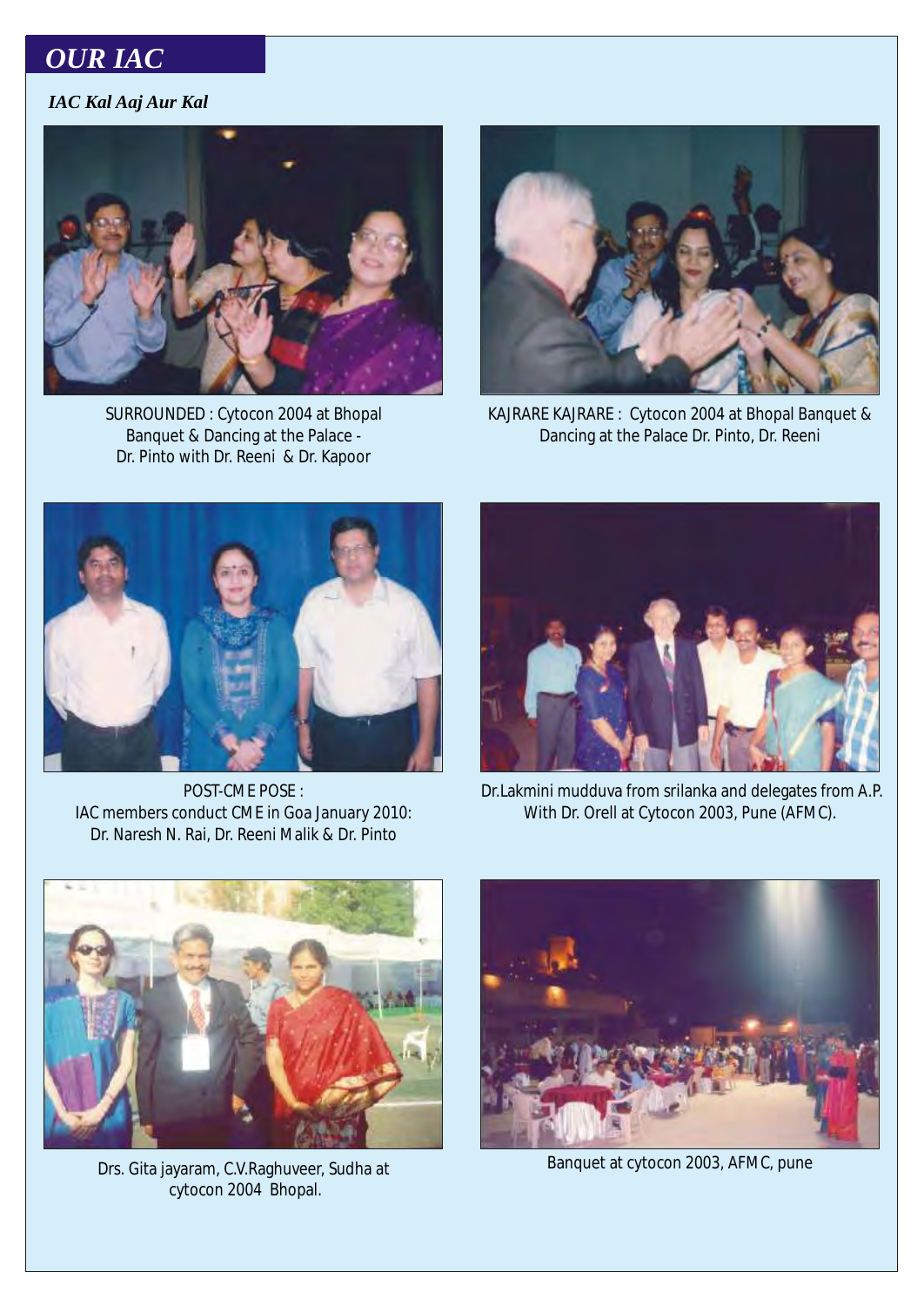# OUR IAC

***IAC Kal Aaj Aur Kal***

SURROUNDED : Cytocon 2004 at Bhopal Banquet & Dancing at the Palace - Dr. Pinto with Dr. Reeni & Dr. Kapoor

KAJRARE KAJRARE : Cytocon 2004 at Bhopal Banquet & Dancing at the Palace Dr. Pinto, Dr. Reeni

POST-CME POSE : IAC members conduct CME in Goa January 2010: Dr. Naresh N. Rai, Dr. Reeni Malik & Dr. Pinto

Dr.Lakmini mudduva from srilanka and delegates from A.P. With Dr. Orell at Cytocon 2003, Pune (AFMC).

Drs. Gita jayaram, C.V.Raghuveer, Sudha at cytocon 2004 Bhopal.

Banquet at cytocon 2003, AFMC, pune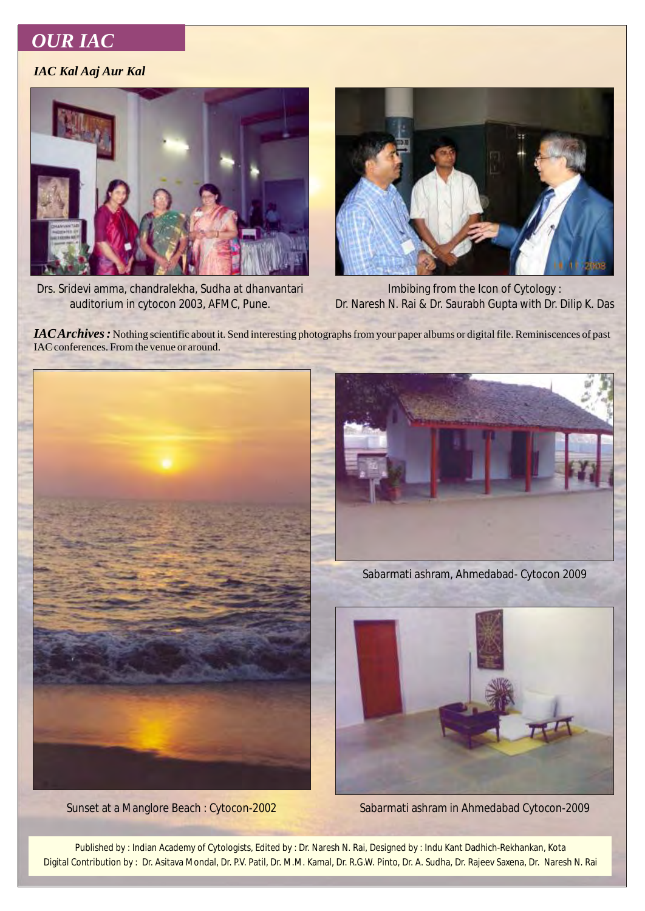# OUR IAC

## *IAC Kal Aaj Aur Kal*

Drs. Sridevi amma, chandralekha, Sudha at dhanvantari auditorium in cytocon 2003, AFMC, Pune.

Imbibing from the Icon of Cytology : Dr. Naresh N. Rai & Dr. Saurabh Gupta with Dr. Dilip K. Das

***IAC Archives :*** Nothing scientific about it. Send interesting photographs from your paper albums or digital file. Reminiscences of past IAC conferences. From the venue or around.

Sabarmati ashram, Ahmedabad- Cytocon 2009

Sunset at a Manglore Beach : Cytocon-2002

Sabarmati ashram in Ahmedabad Cytocon-2009

Published by : Indian Academy of Cytologists, Edited by : Dr. Naresh N. Rai, Designed by : Indu Kant Dadhich-Rekhankan, Kota
Digital Contribution by : Dr. Asitava Mondal, Dr. P.V. Patil, Dr. M.M. Kamal, Dr. R.G.W. Pinto, Dr. A. Sudha, Dr. Rajeev Saxena, Dr. Naresh N. Rai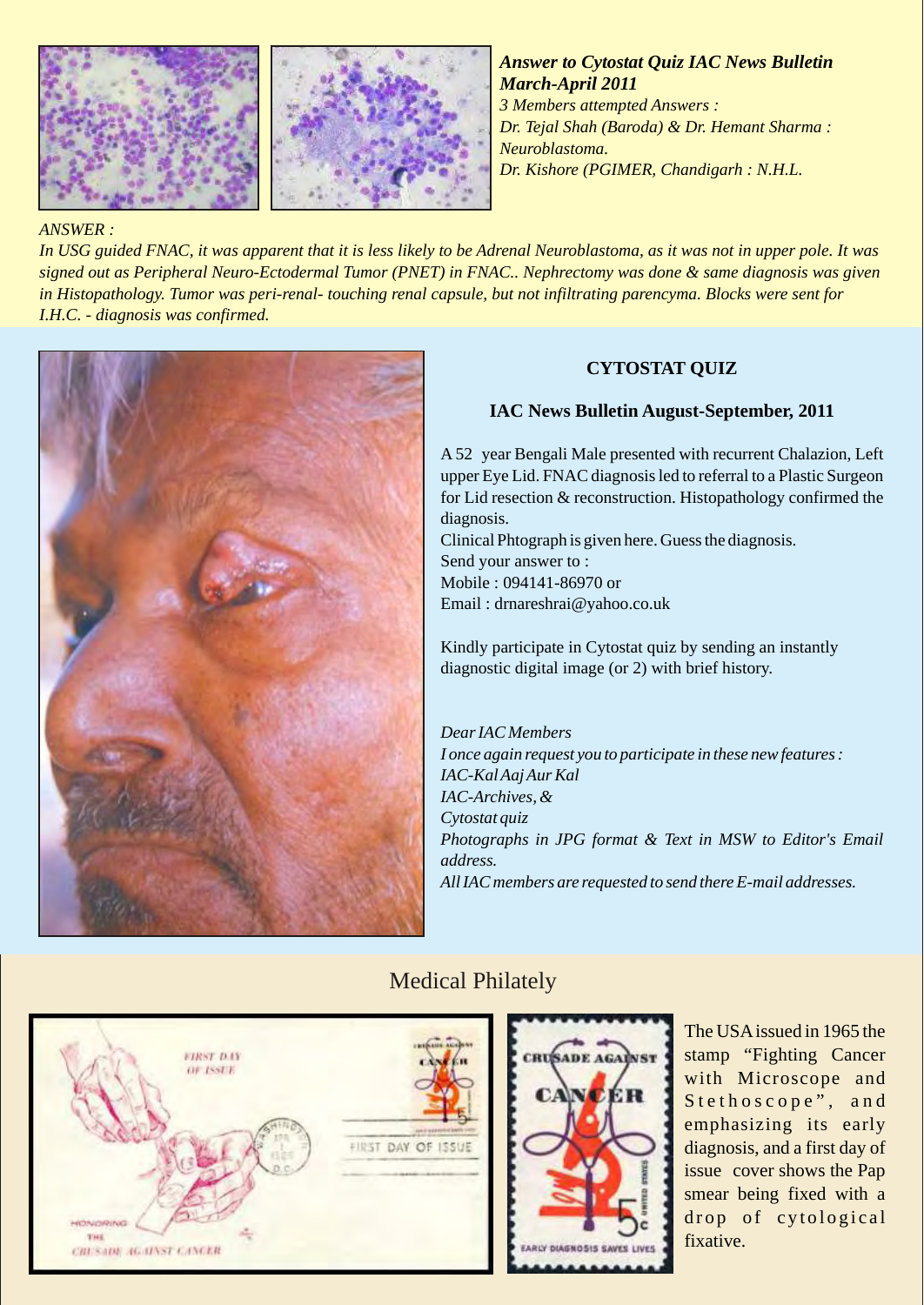***Answer to Cytostat Quiz IAC News Bulletin March-April 2011***

*3 Members attempted Answers :*
*Dr. Tejal Shah (Baroda) & Dr. Hemant Sharma : Neuroblastoma.*
*Dr. Kishore (PGIMER, Chandigarh : N.H.L.*

*ANSWER :*

*In USG guided FNAC, it was apparent that it is less likely to be Adrenal Neuroblastoma, as it was not in upper pole. It was signed out as Peripheral Neuro-Ectodermal Tumor (PNET) in FNAC.. Nephrectomy was done & same diagnosis was given in Histopathology. Tumor was peri-renal- touching renal capsule, but not infiltrating parencyma. Blocks were sent for I.H.C. - diagnosis was confirmed.*

## CYTOSTAT QUIZ

### IAC News Bulletin August-September, 2011

A 52 year Bengali Male presented with recurrent Chalazion, Left upper Eye Lid. FNAC diagnosis led to referral to a Plastic Surgeon for Lid resection & reconstruction. Histopathology confirmed the diagnosis.

Clinical Phtograph is given here. Guess the diagnosis.

Send your answer to :
Mobile : 094141-86970 or
Email : drnareshrai@yahoo.co.uk

Kindly participate in Cytostat quiz by sending an instantly diagnostic digital image (or 2) with brief history.

*Dear IAC Members*
*I once again request you to participate in these new features :*
*IAC-Kal Aaj Aur Kal*
*IAC-Archives, &*
*Cytostat quiz*
*Photographs in JPG format & Text in MSW to Editor's Email address.*
*All IAC members are requested to send there E-mail addresses.*

## Medical Philately

The USA issued in 1965 the stamp "Fighting Cancer with Microscope and Stethoscope", and emphasizing its early diagnosis, and a first day of issue cover shows the Pap smear being fixed with a drop of cytological fixative.